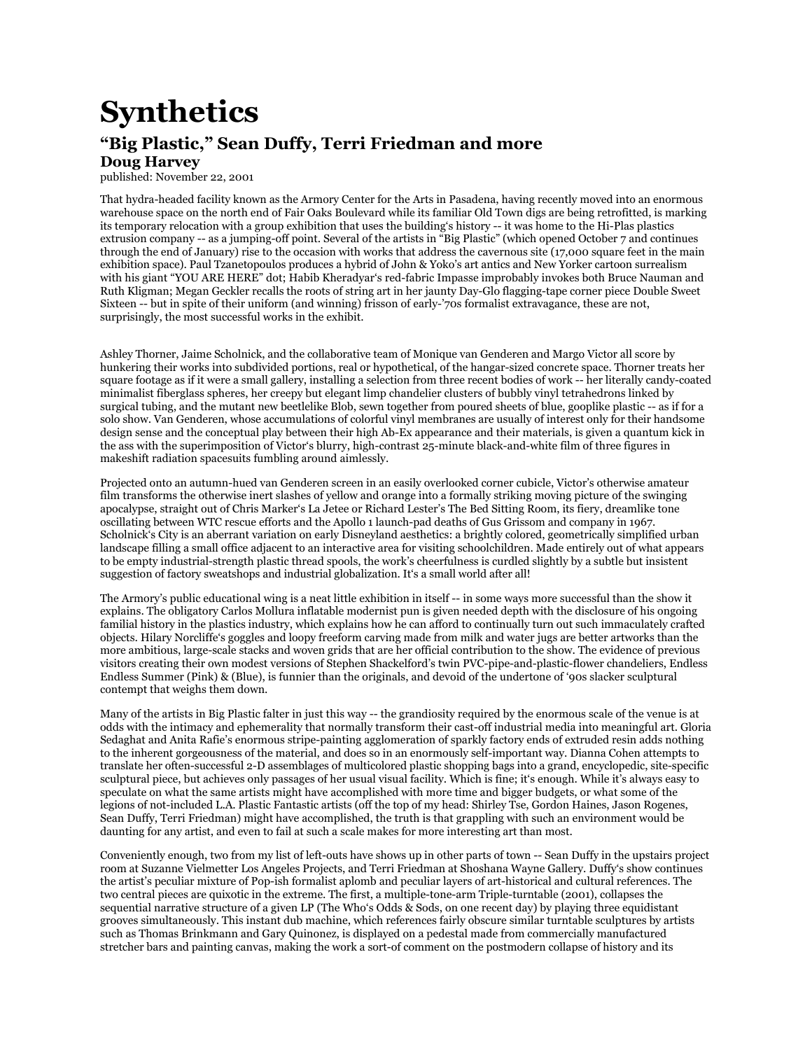# Synthetics

## “Big Plastic,” Sean Duffy, Terri Friedman and more

### Doug Harvey

published: November 22, 2001

That hydra-headed facility known as the Armory Center for the Arts in Pasadena, having recently moved into an enormous warehouse space on the north end of Fair Oaks Boulevard while its familiar Old Town digs are being retrofitted, is marking its temporary relocation with a group exhibition that uses the building‘s history -- it was home to the Hi-Plas plastics extrusion company -- as a jumping-off point. Several of the artists in “Big Plastic” (which opened October 7 and continues through the end of January) rise to the occasion with works that address the cavernous site (17,000 square feet in the main exhibition space). Paul Tzanetopoulos produces a hybrid of John & Yoko’s art antics and New Yorker cartoon surrealism with his giant “YOU ARE HERE” dot; Habib Kheradyar‘s red-fabric Impasse improbably invokes both Bruce Nauman and Ruth Kligman; Megan Geckler recalls the roots of string art in her jaunty Day-Glo flagging-tape corner piece Double Sweet Sixteen -- but in spite of their uniform (and winning) frisson of early-’70s formalist extravagance, these are not, surprisingly, the most successful works in the exhibit.

Ashley Thorner, Jaime Scholnick, and the collaborative team of Monique van Genderen and Margo Victor all score by hunkering their works into subdivided portions, real or hypothetical, of the hangar-sized concrete space. Thorner treats her square footage as if it were a small gallery, installing a selection from three recent bodies of work -- her literally candy-coated minimalist fiberglass spheres, her creepy but elegant limp chandelier clusters of bubbly vinyl tetrahedrons linked by surgical tubing, and the mutant new beetlelike Blob, sewn together from poured sheets of blue, gooplike plastic -- as if for a solo show. Van Genderen, whose accumulations of colorful vinyl membranes are usually of interest only for their handsome design sense and the conceptual play between their high Ab-Ex appearance and their materials, is given a quantum kick in the ass with the superimposition of Victor‘s blurry, high-contrast 25-minute black-and-white film of three figures in makeshift radiation spacesuits fumbling around aimlessly.

Projected onto an autumn-hued van Genderen screen in an easily overlooked corner cubicle, Victor’s otherwise amateur film transforms the otherwise inert slashes of yellow and orange into a formally striking moving picture of the swinging apocalypse, straight out of Chris Marker‘s La Jetee or Richard Lester’s The Bed Sitting Room, its fiery, dreamlike tone oscillating between WTC rescue efforts and the Apollo 1 launch-pad deaths of Gus Grissom and company in 1967. Scholnick‘s City is an aberrant variation on early Disneyland aesthetics: a brightly colored, geometrically simplified urban landscape filling a small office adjacent to an interactive area for visiting schoolchildren. Made entirely out of what appears to be empty industrial-strength plastic thread spools, the work’s cheerfulness is curdled slightly by a subtle but insistent suggestion of factory sweatshops and industrial globalization. It‘s a small world after all!

The Armory’s public educational wing is a neat little exhibition in itself -- in some ways more successful than the show it explains. The obligatory Carlos Mollura inflatable modernist pun is given needed depth with the disclosure of his ongoing familial history in the plastics industry, which explains how he can afford to continually turn out such immaculately crafted objects. Hilary Norcliffe‘s goggles and loopy freeform carving made from milk and water jugs are better artworks than the more ambitious, large-scale stacks and woven grids that are her official contribution to the show. The evidence of previous visitors creating their own modest versions of Stephen Shackelford’s twin PVC-pipe-and-plastic-flower chandeliers, Endless Endless Summer (Pink) & (Blue), is funnier than the originals, and devoid of the undertone of ‘90s slacker sculptural contempt that weighs them down.

Many of the artists in Big Plastic falter in just this way -- the grandiosity required by the enormous scale of the venue is at odds with the intimacy and ephemerality that normally transform their cast-off industrial media into meaningful art. Gloria Sedaghat and Anita Rafie’s enormous stripe-painting agglomeration of sparkly factory ends of extruded resin adds nothing to the inherent gorgeousness of the material, and does so in an enormously self-important way. Dianna Cohen attempts to translate her often-successful 2-D assemblages of multicolored plastic shopping bags into a grand, encyclopedic, site-specific sculptural piece, but achieves only passages of her usual visual facility. Which is fine; it‘s enough. While it’s always easy to speculate on what the same artists might have accomplished with more time and bigger budgets, or what some of the legions of not-included L.A. Plastic Fantastic artists (off the top of my head: Shirley Tse, Gordon Haines, Jason Rogenes, Sean Duffy, Terri Friedman) might have accomplished, the truth is that grappling with such an environment would be daunting for any artist, and even to fail at such a scale makes for more interesting art than most.

Conveniently enough, two from my list of left-outs have shows up in other parts of town -- Sean Duffy in the upstairs project room at Suzanne Vielmetter Los Angeles Projects, and Terri Friedman at Shoshana Wayne Gallery. Duffy‘s show continues the artist’s peculiar mixture of Pop-ish formalist aplomb and peculiar layers of art-historical and cultural references. The two central pieces are quixotic in the extreme. The first, a multiple-tone-arm Triple-turntable (2001), collapses the sequential narrative structure of a given LP (The Who‘s Odds & Sods, on one recent day) by playing three equidistant grooves simultaneously. This instant dub machine, which references fairly obscure similar turntable sculptures by artists such as Thomas Brinkmann and Gary Quinonez, is displayed on a pedestal made from commercially manufactured stretcher bars and painting canvas, making the work a sort-of comment on the postmodern collapse of history and its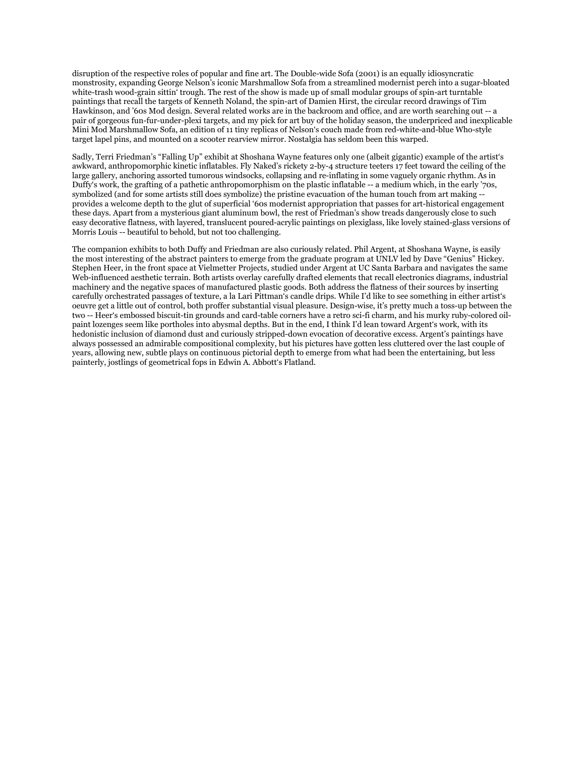disruption of the respective roles of popular and fine art. The Double-wide Sofa (2001) is an equally idiosyncratic monstrosity, expanding George Nelson's iconic Marshmallow Sofa from a streamlined modernist perch into a sugar-bloated white-trash wood-grain sittin' trough. The rest of the show is made up of small modular groups of spin-art turntable paintings that recall the targets of Kenneth Noland, the spin-art of Damien Hirst, the circular record drawings of Tim Hawkinson, and '60s Mod design. Several related works are in the backroom and office, and are worth searching out -- a pair of gorgeous fun-fur-under-plexi targets, and my pick for art buy of the holiday season, the underpriced and inexplicable Mini Mod Marshmallow Sofa, an edition of 11 tiny replicas of Nelson's couch made from red-white-and-blue Who-style target lapel pins, and mounted on a scooter rearview mirror. Nostalgia has seldom been this warped.

Sadly, Terri Friedman's "Falling Up" exhibit at Shoshana Wayne features only one (albeit gigantic) example of the artist's awkward, anthropomorphic kinetic inflatables. Fly Naked's rickety 2-by-4 structure teeters 17 feet toward the ceiling of the large gallery, anchoring assorted tumorous windsocks, collapsing and re-inflating in some vaguely organic rhythm. As in Duffy's work, the grafting of a pathetic anthropomorphism on the plastic inflatable -- a medium which, in the early '70s, symbolized (and for some artists still does symbolize) the pristine evacuation of the human touch from art making -- provides a welcome depth to the glut of superficial '60s modernist appropriation that passes for art-historical engagement these days. Apart from a mysterious giant aluminum bowl, the rest of Friedman's show treads dangerously close to such easy decorative flatness, with layered, translucent poured-acrylic paintings on plexiglass, like lovely stained-glass versions of Morris Louis -- beautiful to behold, but not too challenging.

The companion exhibits to both Duffy and Friedman are also curiously related. Phil Argent, at Shoshana Wayne, is easily the most interesting of the abstract painters to emerge from the graduate program at UNLV led by Dave "Genius" Hickey. Stephen Heer, in the front space at Vielmetter Projects, studied under Argent at UC Santa Barbara and navigates the same Web-influenced aesthetic terrain. Both artists overlay carefully drafted elements that recall electronics diagrams, industrial machinery and the negative spaces of manufactured plastic goods. Both address the flatness of their sources by inserting carefully orchestrated passages of texture, a la Lari Pittman's candle drips. While I'd like to see something in either artist's oeuvre get a little out of control, both proffer substantial visual pleasure. Design-wise, it's pretty much a toss-up between the two -- Heer's embossed biscuit-tin grounds and card-table corners have a retro sci-fi charm, and his murky ruby-colored oil-paint lozenges seem like portholes into abysmal depths. But in the end, I think I'd lean toward Argent's work, with its hedonistic inclusion of diamond dust and curiously stripped-down evocation of decorative excess. Argent's paintings have always possessed an admirable compositional complexity, but his pictures have gotten less cluttered over the last couple of years, allowing new, subtle plays on continuous pictorial depth to emerge from what had been the entertaining, but less painterly, jostlings of geometrical fops in Edwin A. Abbott's Flatland.